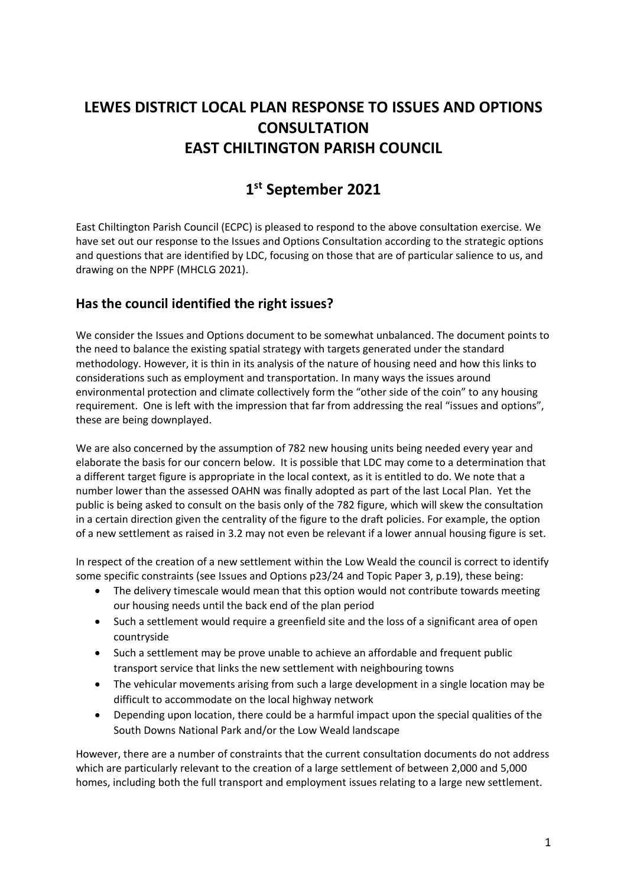# LEWES DISTRICT LOCAL PLAN RESPONSE TO ISSUES AND OPTIONS CONSULTATION
# EAST CHILTINGTON PARISH COUNCIL

## 1st September 2021

East Chiltington Parish Council (ECPC) is pleased to respond to the above consultation exercise. We have set out our response to the Issues and Options Consultation according to the strategic options and questions that are identified by LDC, focusing on those that are of particular salience to us, and drawing on the NPPF (MHCLG 2021).

## Has the council identified the right issues?

We consider the Issues and Options document to be somewhat unbalanced. The document points to the need to balance the existing spatial strategy with targets generated under the standard methodology. However, it is thin in its analysis of the nature of housing need and how this links to considerations such as employment and transportation. In many ways the issues around environmental protection and climate collectively form the "other side of the coin" to any housing requirement. One is left with the impression that far from addressing the real "issues and options", these are being downplayed.

We are also concerned by the assumption of 782 new housing units being needed every year and elaborate the basis for our concern below. It is possible that LDC may come to a determination that a different target figure is appropriate in the local context, as it is entitled to do. We note that a number lower than the assessed OAHN was finally adopted as part of the last Local Plan. Yet the public is being asked to consult on the basis only of the 782 figure, which will skew the consultation in a certain direction given the centrality of the figure to the draft policies. For example, the option of a new settlement as raised in 3.2 may not even be relevant if a lower annual housing figure is set.

In respect of the creation of a new settlement within the Low Weald the council is correct to identify some specific constraints (see Issues and Options p23/24 and Topic Paper 3, p.19), these being:

- The delivery timescale would mean that this option would not contribute towards meeting our housing needs until the back end of the plan period
- Such a settlement would require a greenfield site and the loss of a significant area of open countryside
- Such a settlement may be prove unable to achieve an affordable and frequent public transport service that links the new settlement with neighbouring towns
- The vehicular movements arising from such a large development in a single location may be difficult to accommodate on the local highway network
- Depending upon location, there could be a harmful impact upon the special qualities of the South Downs National Park and/or the Low Weald landscape

However, there are a number of constraints that the current consultation documents do not address which are particularly relevant to the creation of a large settlement of between 2,000 and 5,000 homes, including both the full transport and employment issues relating to a large new settlement.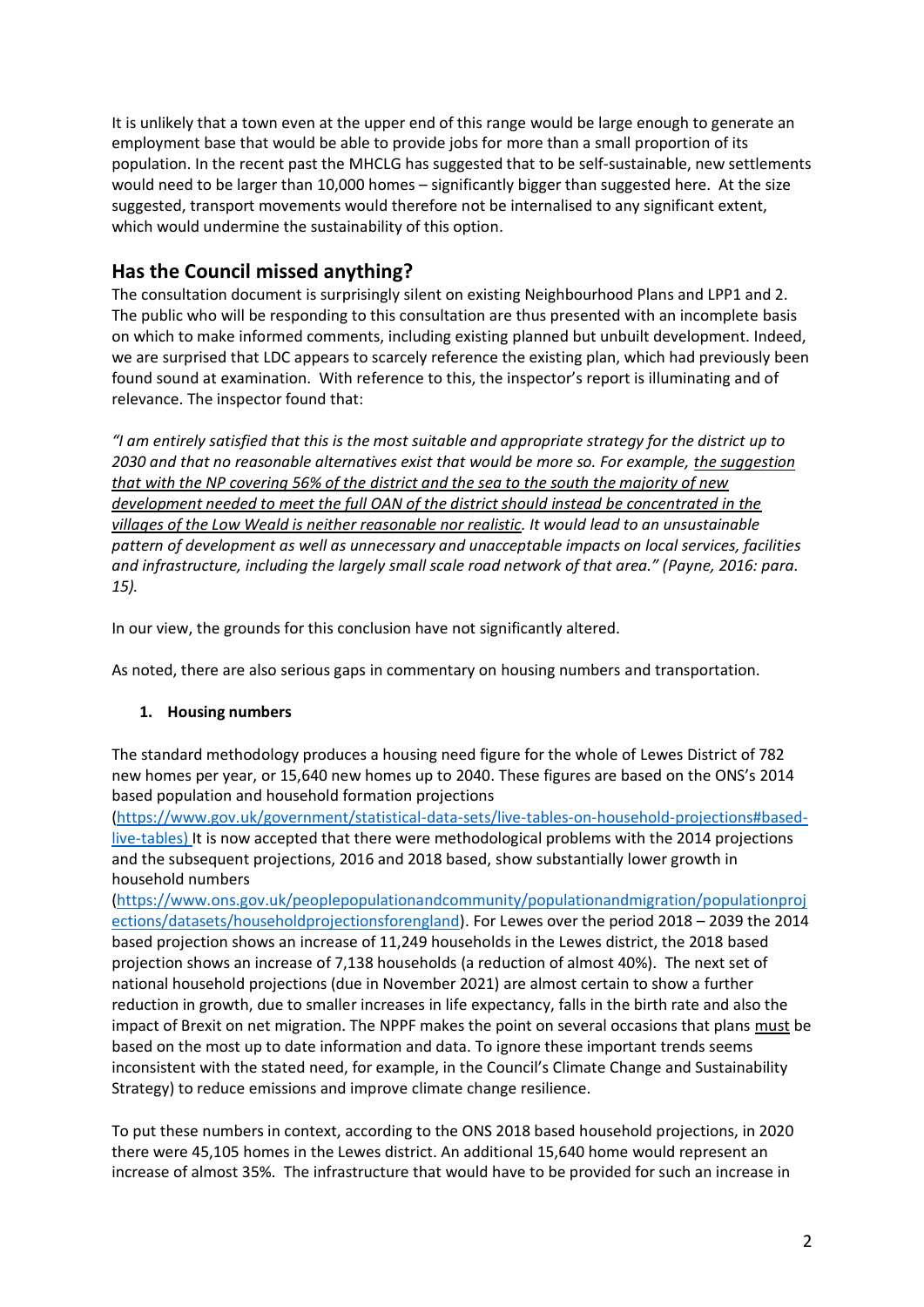It is unlikely that a town even at the upper end of this range would be large enough to generate an employment base that would be able to provide jobs for more than a small proportion of its population. In the recent past the MHCLG has suggested that to be self-sustainable, new settlements would need to be larger than 10,000 homes – significantly bigger than suggested here. At the size suggested, transport movements would therefore not be internalised to any significant extent, which would undermine the sustainability of this option.

## Has the Council missed anything?

The consultation document is surprisingly silent on existing Neighbourhood Plans and LPP1 and 2. The public who will be responding to this consultation are thus presented with an incomplete basis on which to make informed comments, including existing planned but unbuilt development. Indeed, we are surprised that LDC appears to scarcely reference the existing plan, which had previously been found sound at examination. With reference to this, the inspector's report is illuminating and of relevance. The inspector found that:

*"I am entirely satisfied that this is the most suitable and appropriate strategy for the district up to 2030 and that no reasonable alternatives exist that would be more so. For example, <u>the suggestion that with the NP covering 56% of the district and the sea to the south the majority of new development needed to meet the full OAN of the district should instead be concentrated in the villages of the Low Weald is neither reasonable nor realistic</u>. It would lead to an unsustainable pattern of development as well as unnecessary and unacceptable impacts on local services, facilities and infrastructure, including the largely small scale road network of that area." (Payne, 2016: para. 15).*

In our view, the grounds for this conclusion have not significantly altered.

As noted, there are also serious gaps in commentary on housing numbers and transportation.

1. **Housing numbers**

The standard methodology produces a housing need figure for the whole of Lewes District of 782 new homes per year, or 15,640 new homes up to 2040. These figures are based on the ONS's 2014 based population and household formation projections (https://www.gov.uk/government/statistical-data-sets/live-tables-on-household-projections#based-live-tables) It is now accepted that there were methodological problems with the 2014 projections and the subsequent projections, 2016 and 2018 based, show substantially lower growth in household numbers (https://www.ons.gov.uk/peoplepopulationandcommunity/populationandmigration/populationprojections/datasets/householdprojectionsforengland). For Lewes over the period 2018 – 2039 the 2014 based projection shows an increase of 11,249 households in the Lewes district, the 2018 based projection shows an increase of 7,138 households (a reduction of almost 40%). The next set of national household projections (due in November 2021) are almost certain to show a further reduction in growth, due to smaller increases in life expectancy, falls in the birth rate and also the impact of Brexit on net migration. The NPPF makes the point on several occasions that plans <u>must</u> be based on the most up to date information and data. To ignore these important trends seems inconsistent with the stated need, for example, in the Council's Climate Change and Sustainability Strategy) to reduce emissions and improve climate change resilience.

To put these numbers in context, according to the ONS 2018 based household projections, in 2020 there were 45,105 homes in the Lewes district. An additional 15,640 home would represent an increase of almost 35%. The infrastructure that would have to be provided for such an increase in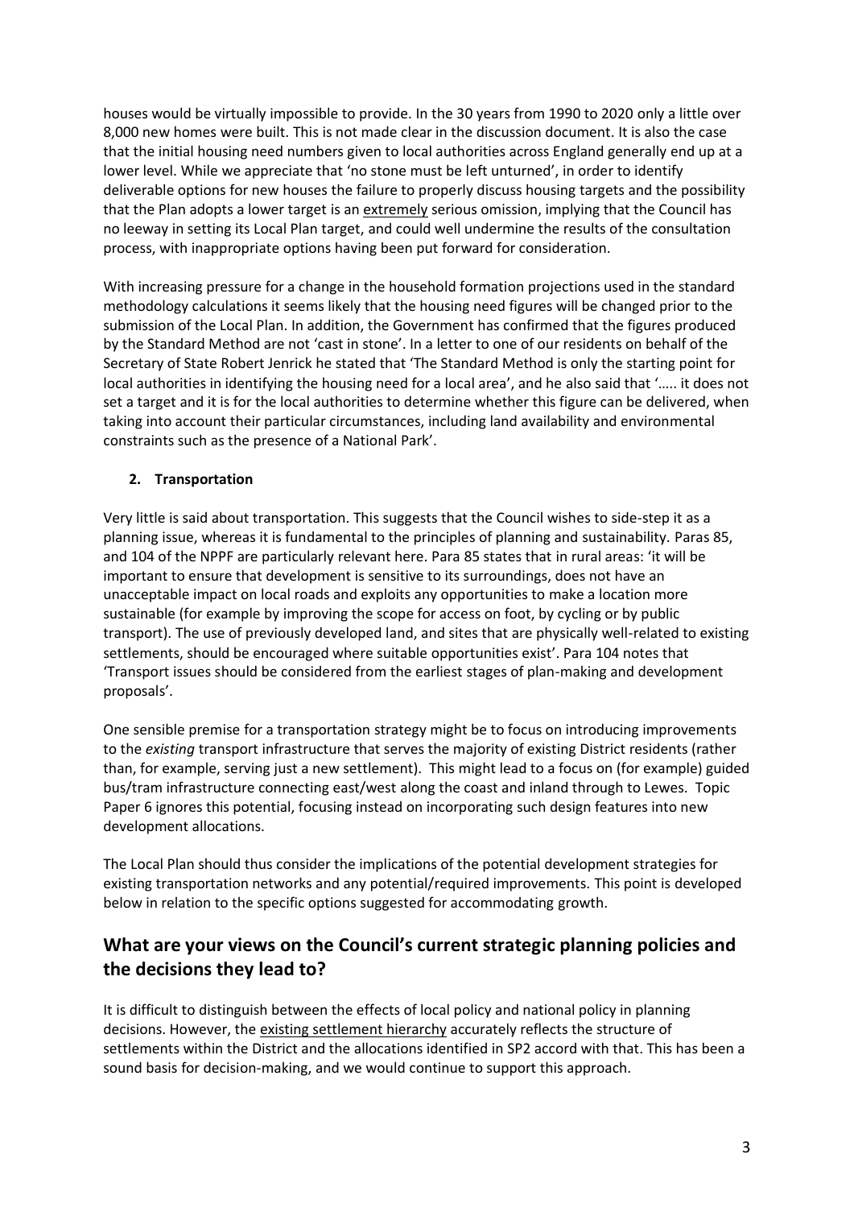houses would be virtually impossible to provide. In the 30 years from 1990 to 2020 only a little over 8,000 new homes were built. This is not made clear in the discussion document. It is also the case that the initial housing need numbers given to local authorities across England generally end up at a lower level. While we appreciate that 'no stone must be left unturned', in order to identify deliverable options for new houses the failure to properly discuss housing targets and the possibility that the Plan adopts a lower target is an <u>extremely</u> serious omission, implying that the Council has no leeway in setting its Local Plan target, and could well undermine the results of the consultation process, with inappropriate options having been put forward for consideration.

With increasing pressure for a change in the household formation projections used in the standard methodology calculations it seems likely that the housing need figures will be changed prior to the submission of the Local Plan. In addition, the Government has confirmed that the figures produced by the Standard Method are not 'cast in stone'. In a letter to one of our residents on behalf of the Secretary of State Robert Jenrick he stated that 'The Standard Method is only the starting point for local authorities in identifying the housing need for a local area', and he also said that '….. it does not set a target and it is for the local authorities to determine whether this figure can be delivered, when taking into account their particular circumstances, including land availability and environmental constraints such as the presence of a National Park'.

**2. Transportation**

Very little is said about transportation. This suggests that the Council wishes to side-step it as a planning issue, whereas it is fundamental to the principles of planning and sustainability. Paras 85, and 104 of the NPPF are particularly relevant here. Para 85 states that in rural areas: 'it will be important to ensure that development is sensitive to its surroundings, does not have an unacceptable impact on local roads and exploits any opportunities to make a location more sustainable (for example by improving the scope for access on foot, by cycling or by public transport). The use of previously developed land, and sites that are physically well-related to existing settlements, should be encouraged where suitable opportunities exist'. Para 104 notes that 'Transport issues should be considered from the earliest stages of plan-making and development proposals'.

One sensible premise for a transportation strategy might be to focus on introducing improvements to the *existing* transport infrastructure that serves the majority of existing District residents (rather than, for example, serving just a new settlement). This might lead to a focus on (for example) guided bus/tram infrastructure connecting east/west along the coast and inland through to Lewes. Topic Paper 6 ignores this potential, focusing instead on incorporating such design features into new development allocations.

The Local Plan should thus consider the implications of the potential development strategies for existing transportation networks and any potential/required improvements. This point is developed below in relation to the specific options suggested for accommodating growth.

## What are your views on the Council's current strategic planning policies and the decisions they lead to?

It is difficult to distinguish between the effects of local policy and national policy in planning decisions. However, the <u>existing settlement hierarchy</u> accurately reflects the structure of settlements within the District and the allocations identified in SP2 accord with that. This has been a sound basis for decision-making, and we would continue to support this approach.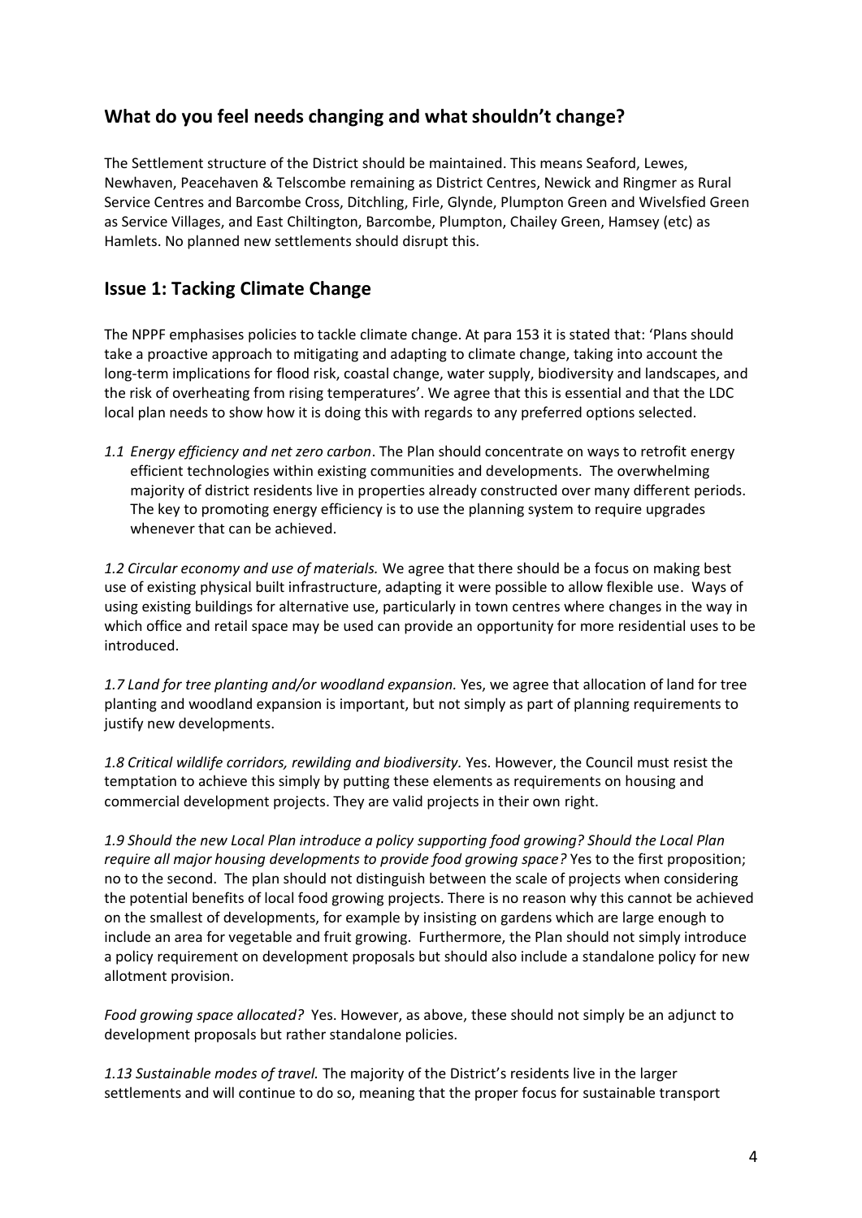## What do you feel needs changing and what shouldn't change?

The Settlement structure of the District should be maintained. This means Seaford, Lewes, Newhaven, Peacehaven & Telscombe remaining as District Centres, Newick and Ringmer as Rural Service Centres and Barcombe Cross, Ditchling, Firle, Glynde, Plumpton Green and Wivelsfied Green as Service Villages, and East Chiltington, Barcombe, Plumpton, Chailey Green, Hamsey (etc) as Hamlets. No planned new settlements should disrupt this.

## Issue 1: Tacking Climate Change

The NPPF emphasises policies to tackle climate change. At para 153 it is stated that: 'Plans should take a proactive approach to mitigating and adapting to climate change, taking into account the long-term implications for flood risk, coastal change, water supply, biodiversity and landscapes, and the risk of overheating from rising temperatures'. We agree that this is essential and that the LDC local plan needs to show how it is doing this with regards to any preferred options selected.

1.1 *Energy efficiency and net zero carbon*. The Plan should concentrate on ways to retrofit energy efficient technologies within existing communities and developments. The overwhelming majority of district residents live in properties already constructed over many different periods. The key to promoting energy efficiency is to use the planning system to require upgrades whenever that can be achieved.

*1.2 Circular economy and use of materials.* We agree that there should be a focus on making best use of existing physical built infrastructure, adapting it were possible to allow flexible use. Ways of using existing buildings for alternative use, particularly in town centres where changes in the way in which office and retail space may be used can provide an opportunity for more residential uses to be introduced.

*1.7 Land for tree planting and/or woodland expansion.* Yes, we agree that allocation of land for tree planting and woodland expansion is important, but not simply as part of planning requirements to justify new developments.

*1.8 Critical wildlife corridors, rewilding and biodiversity.* Yes. However, the Council must resist the temptation to achieve this simply by putting these elements as requirements on housing and commercial development projects. They are valid projects in their own right.

*1.9 Should the new Local Plan introduce a policy supporting food growing? Should the Local Plan require all major housing developments to provide food growing space?* Yes to the first proposition; no to the second. The plan should not distinguish between the scale of projects when considering the potential benefits of local food growing projects. There is no reason why this cannot be achieved on the smallest of developments, for example by insisting on gardens which are large enough to include an area for vegetable and fruit growing. Furthermore, the Plan should not simply introduce a policy requirement on development proposals but should also include a standalone policy for new allotment provision.

*Food growing space allocated?* Yes. However, as above, these should not simply be an adjunct to development proposals but rather standalone policies.

*1.13 Sustainable modes of travel.* The majority of the District's residents live in the larger settlements and will continue to do so, meaning that the proper focus for sustainable transport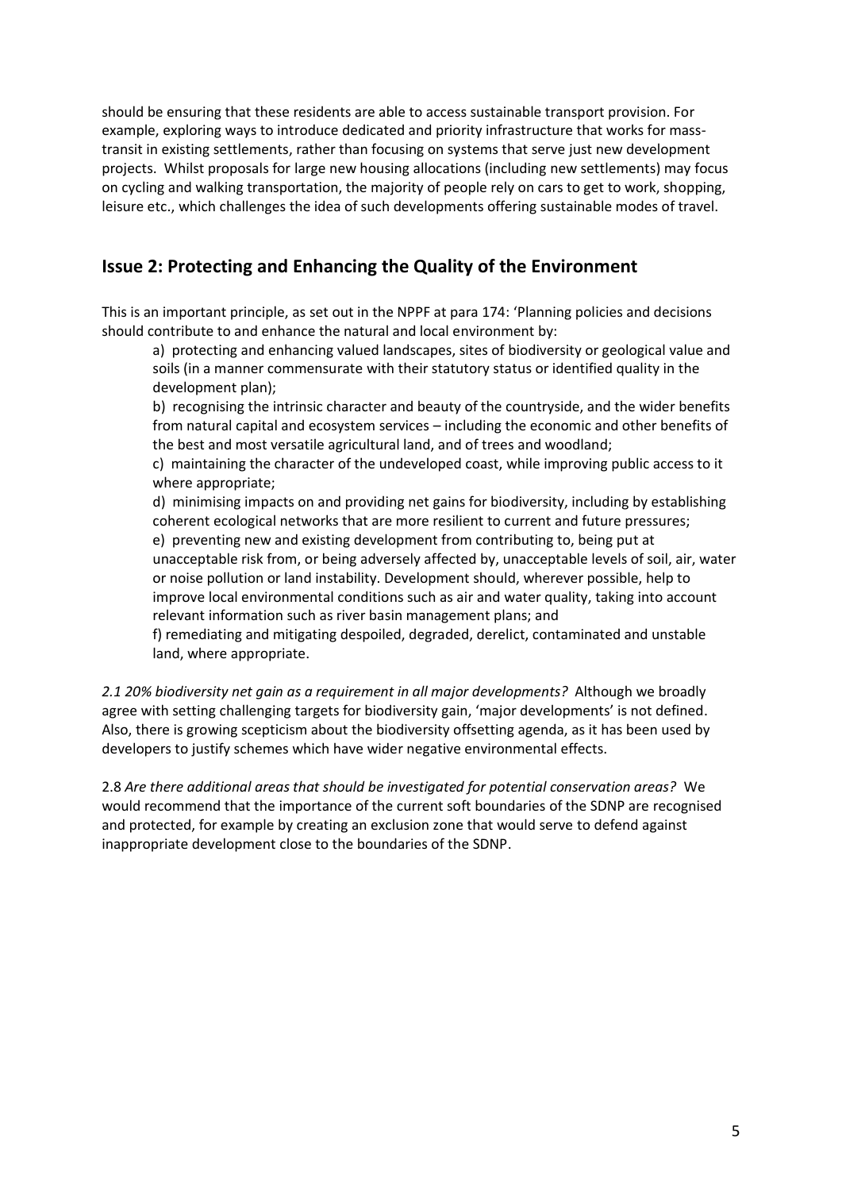should be ensuring that these residents are able to access sustainable transport provision. For example, exploring ways to introduce dedicated and priority infrastructure that works for mass-transit in existing settlements, rather than focusing on systems that serve just new development projects. Whilst proposals for large new housing allocations (including new settlements) may focus on cycling and walking transportation, the majority of people rely on cars to get to work, shopping, leisure etc., which challenges the idea of such developments offering sustainable modes of travel.

## Issue 2: Protecting and Enhancing the Quality of the Environment

This is an important principle, as set out in the NPPF at para 174: 'Planning policies and decisions should contribute to and enhance the natural and local environment by:

> a) protecting and enhancing valued landscapes, sites of biodiversity or geological value and soils (in a manner commensurate with their statutory status or identified quality in the development plan);
>
> b) recognising the intrinsic character and beauty of the countryside, and the wider benefits from natural capital and ecosystem services – including the economic and other benefits of the best and most versatile agricultural land, and of trees and woodland;
>
> c) maintaining the character of the undeveloped coast, while improving public access to it where appropriate;
>
> d) minimising impacts on and providing net gains for biodiversity, including by establishing coherent ecological networks that are more resilient to current and future pressures;
>
> e) preventing new and existing development from contributing to, being put at unacceptable risk from, or being adversely affected by, unacceptable levels of soil, air, water or noise pollution or land instability. Development should, wherever possible, help to improve local environmental conditions such as air and water quality, taking into account relevant information such as river basin management plans; and
>
> f) remediating and mitigating despoiled, degraded, derelict, contaminated and unstable land, where appropriate.

*2.1 20% biodiversity net gain as a requirement in all major developments?* Although we broadly agree with setting challenging targets for biodiversity gain, 'major developments' is not defined. Also, there is growing scepticism about the biodiversity offsetting agenda, as it has been used by developers to justify schemes which have wider negative environmental effects.

2.8 *Are there additional areas that should be investigated for potential conservation areas?* We would recommend that the importance of the current soft boundaries of the SDNP are recognised and protected, for example by creating an exclusion zone that would serve to defend against inappropriate development close to the boundaries of the SDNP.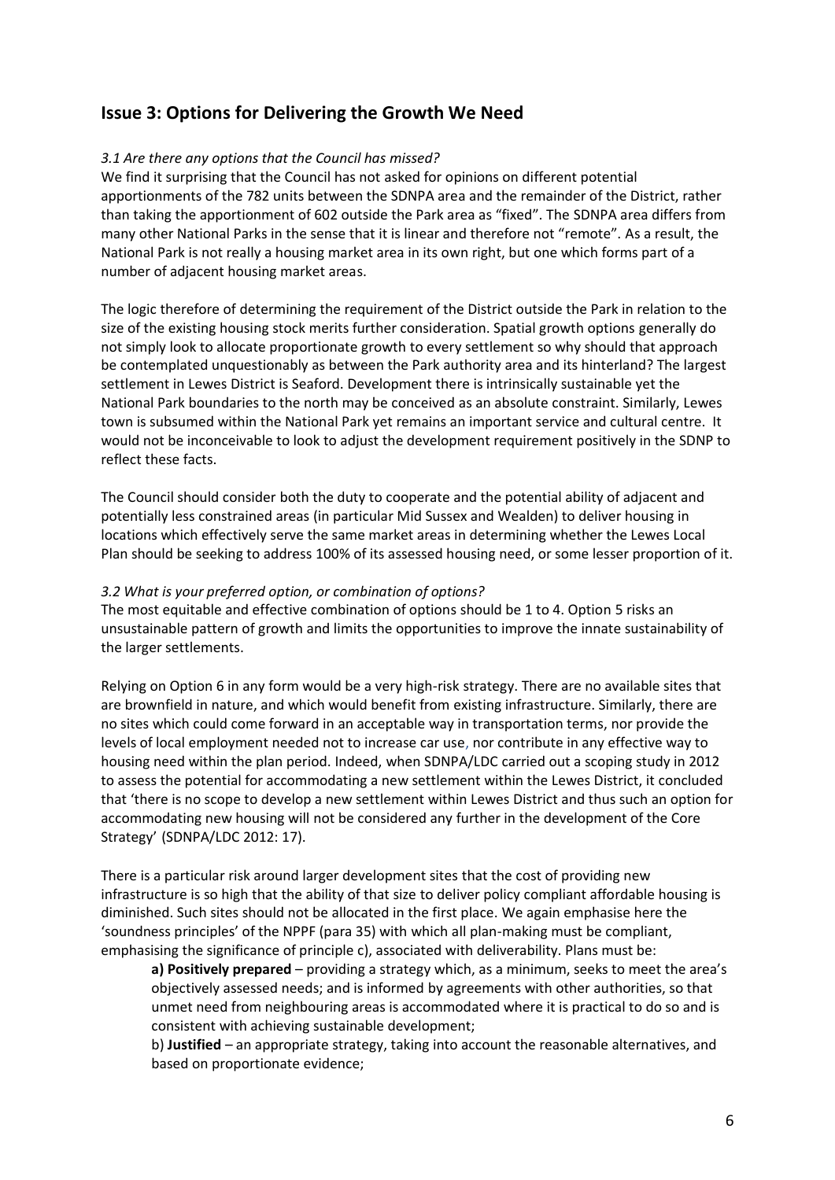## Issue 3: Options for Delivering the Growth We Need

*3.1 Are there any options that the Council has missed?*

We find it surprising that the Council has not asked for opinions on different potential apportionments of the 782 units between the SDNPA area and the remainder of the District, rather than taking the apportionment of 602 outside the Park area as "fixed". The SDNPA area differs from many other National Parks in the sense that it is linear and therefore not "remote". As a result, the National Park is not really a housing market area in its own right, but one which forms part of a number of adjacent housing market areas.

The logic therefore of determining the requirement of the District outside the Park in relation to the size of the existing housing stock merits further consideration. Spatial growth options generally do not simply look to allocate proportionate growth to every settlement so why should that approach be contemplated unquestionably as between the Park authority area and its hinterland? The largest settlement in Lewes District is Seaford. Development there is intrinsically sustainable yet the National Park boundaries to the north may be conceived as an absolute constraint. Similarly, Lewes town is subsumed within the National Park yet remains an important service and cultural centre. It would not be inconceivable to look to adjust the development requirement positively in the SDNP to reflect these facts.

The Council should consider both the duty to cooperate and the potential ability of adjacent and potentially less constrained areas (in particular Mid Sussex and Wealden) to deliver housing in locations which effectively serve the same market areas in determining whether the Lewes Local Plan should be seeking to address 100% of its assessed housing need, or some lesser proportion of it.

*3.2 What is your preferred option, or combination of options?*

The most equitable and effective combination of options should be 1 to 4. Option 5 risks an unsustainable pattern of growth and limits the opportunities to improve the innate sustainability of the larger settlements.

Relying on Option 6 in any form would be a very high-risk strategy. There are no available sites that are brownfield in nature, and which would benefit from existing infrastructure. Similarly, there are no sites which could come forward in an acceptable way in transportation terms, nor provide the levels of local employment needed not to increase car use, nor contribute in any effective way to housing need within the plan period. Indeed, when SDNPA/LDC carried out a scoping study in 2012 to assess the potential for accommodating a new settlement within the Lewes District, it concluded that 'there is no scope to develop a new settlement within Lewes District and thus such an option for accommodating new housing will not be considered any further in the development of the Core Strategy' (SDNPA/LDC 2012: 17).

There is a particular risk around larger development sites that the cost of providing new infrastructure is so high that the ability of that size to deliver policy compliant affordable housing is diminished. Such sites should not be allocated in the first place. We again emphasise here the 'soundness principles' of the NPPF (para 35) with which all plan-making must be compliant, emphasising the significance of principle c), associated with deliverability. Plans must be:

> **a) Positively prepared** – providing a strategy which, as a minimum, seeks to meet the area's objectively assessed needs; and is informed by agreements with other authorities, so that unmet need from neighbouring areas is accommodated where it is practical to do so and is consistent with achieving sustainable development;
>
> b) **Justified** – an appropriate strategy, taking into account the reasonable alternatives, and based on proportionate evidence;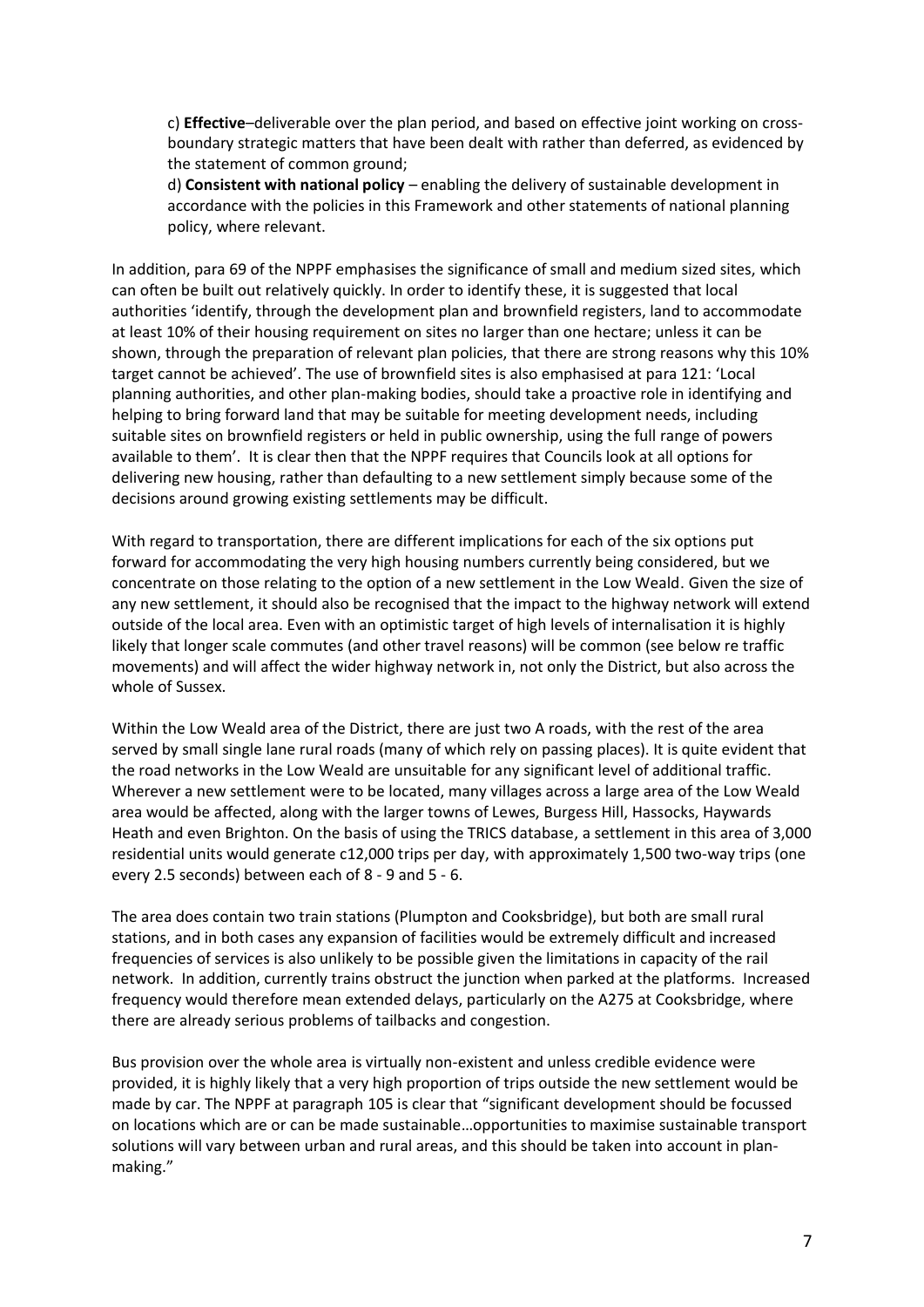c) **Effective**–deliverable over the plan period, and based on effective joint working on cross-boundary strategic matters that have been dealt with rather than deferred, as evidenced by the statement of common ground;

d) **Consistent with national policy** – enabling the delivery of sustainable development in accordance with the policies in this Framework and other statements of national planning policy, where relevant.

In addition, para 69 of the NPPF emphasises the significance of small and medium sized sites, which can often be built out relatively quickly. In order to identify these, it is suggested that local authorities 'identify, through the development plan and brownfield registers, land to accommodate at least 10% of their housing requirement on sites no larger than one hectare; unless it can be shown, through the preparation of relevant plan policies, that there are strong reasons why this 10% target cannot be achieved'. The use of brownfield sites is also emphasised at para 121: 'Local planning authorities, and other plan-making bodies, should take a proactive role in identifying and helping to bring forward land that may be suitable for meeting development needs, including suitable sites on brownfield registers or held in public ownership, using the full range of powers available to them'. It is clear then that the NPPF requires that Councils look at all options for delivering new housing, rather than defaulting to a new settlement simply because some of the decisions around growing existing settlements may be difficult.

With regard to transportation, there are different implications for each of the six options put forward for accommodating the very high housing numbers currently being considered, but we concentrate on those relating to the option of a new settlement in the Low Weald. Given the size of any new settlement, it should also be recognised that the impact to the highway network will extend outside of the local area. Even with an optimistic target of high levels of internalisation it is highly likely that longer scale commutes (and other travel reasons) will be common (see below re traffic movements) and will affect the wider highway network in, not only the District, but also across the whole of Sussex.

Within the Low Weald area of the District, there are just two A roads, with the rest of the area served by small single lane rural roads (many of which rely on passing places). It is quite evident that the road networks in the Low Weald are unsuitable for any significant level of additional traffic. Wherever a new settlement were to be located, many villages across a large area of the Low Weald area would be affected, along with the larger towns of Lewes, Burgess Hill, Hassocks, Haywards Heath and even Brighton. On the basis of using the TRICS database, a settlement in this area of 3,000 residential units would generate c12,000 trips per day, with approximately 1,500 two-way trips (one every 2.5 seconds) between each of 8 - 9 and 5 - 6.

The area does contain two train stations (Plumpton and Cooksbridge), but both are small rural stations, and in both cases any expansion of facilities would be extremely difficult and increased frequencies of services is also unlikely to be possible given the limitations in capacity of the rail network. In addition, currently trains obstruct the junction when parked at the platforms. Increased frequency would therefore mean extended delays, particularly on the A275 at Cooksbridge, where there are already serious problems of tailbacks and congestion.

Bus provision over the whole area is virtually non-existent and unless credible evidence were provided, it is highly likely that a very high proportion of trips outside the new settlement would be made by car. The NPPF at paragraph 105 is clear that "significant development should be focussed on locations which are or can be made sustainable…opportunities to maximise sustainable transport solutions will vary between urban and rural areas, and this should be taken into account in plan-making."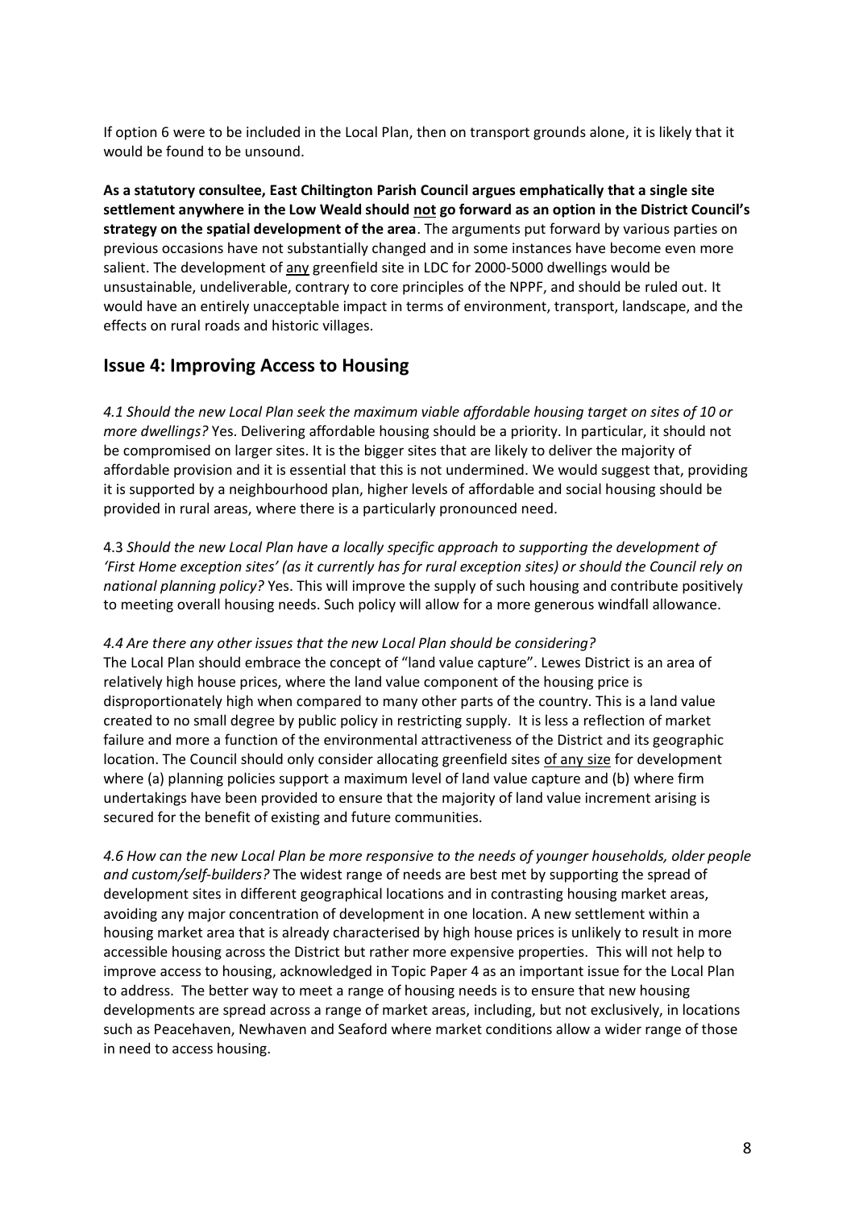If option 6 were to be included in the Local Plan, then on transport grounds alone, it is likely that it would be found to be unsound.

**As a statutory consultee, East Chiltington Parish Council argues emphatically that a single site settlement anywhere in the Low Weald should <u>not</u> go forward as an option in the District Council's strategy on the spatial development of the area**. The arguments put forward by various parties on previous occasions have not substantially changed and in some instances have become even more salient. The development of <u>any</u> greenfield site in LDC for 2000-5000 dwellings would be unsustainable, undeliverable, contrary to core principles of the NPPF, and should be ruled out. It would have an entirely unacceptable impact in terms of environment, transport, landscape, and the effects on rural roads and historic villages.

## Issue 4: Improving Access to Housing

*4.1 Should the new Local Plan seek the maximum viable affordable housing target on sites of 10 or more dwellings?* Yes. Delivering affordable housing should be a priority. In particular, it should not be compromised on larger sites. It is the bigger sites that are likely to deliver the majority of affordable provision and it is essential that this is not undermined. We would suggest that, providing it is supported by a neighbourhood plan, higher levels of affordable and social housing should be provided in rural areas, where there is a particularly pronounced need.

4.3 *Should the new Local Plan have a locally specific approach to supporting the development of 'First Home exception sites' (as it currently has for rural exception sites) or should the Council rely on national planning policy?* Yes. This will improve the supply of such housing and contribute positively to meeting overall housing needs. Such policy will allow for a more generous windfall allowance.

*4.4 Are there any other issues that the new Local Plan should be considering?*

The Local Plan should embrace the concept of "land value capture". Lewes District is an area of relatively high house prices, where the land value component of the housing price is disproportionately high when compared to many other parts of the country. This is a land value created to no small degree by public policy in restricting supply. It is less a reflection of market failure and more a function of the environmental attractiveness of the District and its geographic location. The Council should only consider allocating greenfield sites <u>of any size</u> for development where (a) planning policies support a maximum level of land value capture and (b) where firm undertakings have been provided to ensure that the majority of land value increment arising is secured for the benefit of existing and future communities.

*4.6 How can the new Local Plan be more responsive to the needs of younger households, older people and custom/self-builders?* The widest range of needs are best met by supporting the spread of development sites in different geographical locations and in contrasting housing market areas, avoiding any major concentration of development in one location. A new settlement within a housing market area that is already characterised by high house prices is unlikely to result in more accessible housing across the District but rather more expensive properties. This will not help to improve access to housing, acknowledged in Topic Paper 4 as an important issue for the Local Plan to address. The better way to meet a range of housing needs is to ensure that new housing developments are spread across a range of market areas, including, but not exclusively, in locations such as Peacehaven, Newhaven and Seaford where market conditions allow a wider range of those in need to access housing.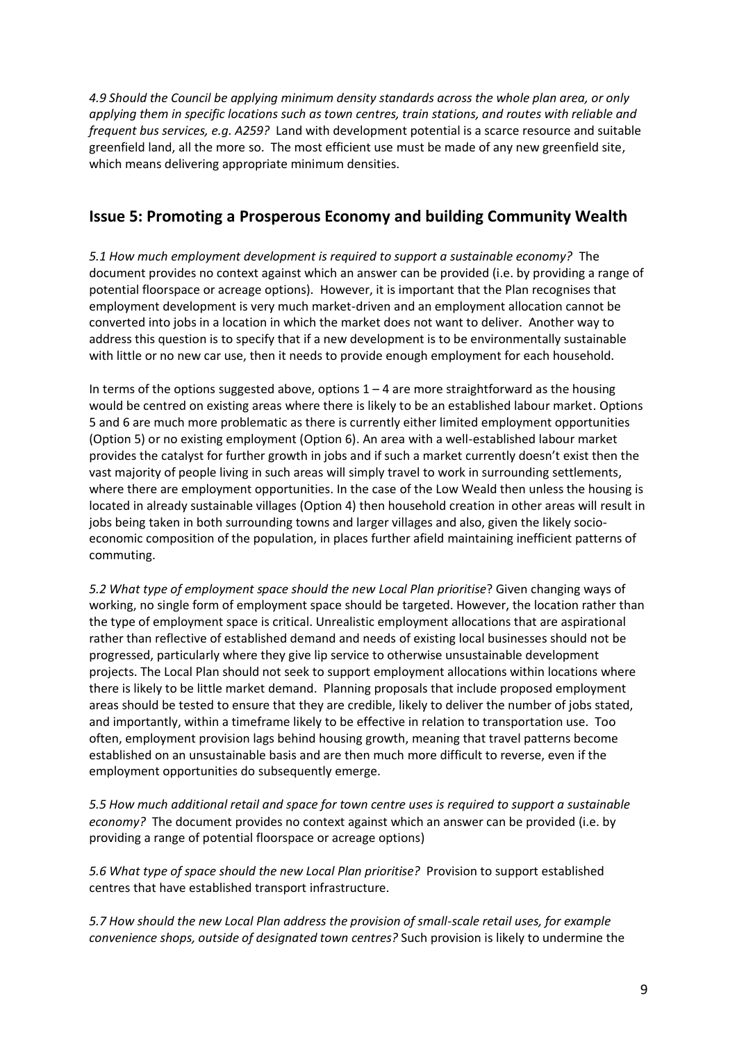*4.9 Should the Council be applying minimum density standards across the whole plan area, or only applying them in specific locations such as town centres, train stations, and routes with reliable and frequent bus services, e.g. A259?* Land with development potential is a scarce resource and suitable greenfield land, all the more so. The most efficient use must be made of any new greenfield site, which means delivering appropriate minimum densities.

## Issue 5: Promoting a Prosperous Economy and building Community Wealth

*5.1 How much employment development is required to support a sustainable economy?* The document provides no context against which an answer can be provided (i.e. by providing a range of potential floorspace or acreage options). However, it is important that the Plan recognises that employment development is very much market-driven and an employment allocation cannot be converted into jobs in a location in which the market does not want to deliver. Another way to address this question is to specify that if a new development is to be environmentally sustainable with little or no new car use, then it needs to provide enough employment for each household.

In terms of the options suggested above, options 1 – 4 are more straightforward as the housing would be centred on existing areas where there is likely to be an established labour market. Options 5 and 6 are much more problematic as there is currently either limited employment opportunities (Option 5) or no existing employment (Option 6). An area with a well-established labour market provides the catalyst for further growth in jobs and if such a market currently doesn't exist then the vast majority of people living in such areas will simply travel to work in surrounding settlements, where there are employment opportunities. In the case of the Low Weald then unless the housing is located in already sustainable villages (Option 4) then household creation in other areas will result in jobs being taken in both surrounding towns and larger villages and also, given the likely socio-economic composition of the population, in places further afield maintaining inefficient patterns of commuting.

*5.2 What type of employment space should the new Local Plan prioritise*? Given changing ways of working, no single form of employment space should be targeted. However, the location rather than the type of employment space is critical. Unrealistic employment allocations that are aspirational rather than reflective of established demand and needs of existing local businesses should not be progressed, particularly where they give lip service to otherwise unsustainable development projects. The Local Plan should not seek to support employment allocations within locations where there is likely to be little market demand. Planning proposals that include proposed employment areas should be tested to ensure that they are credible, likely to deliver the number of jobs stated, and importantly, within a timeframe likely to be effective in relation to transportation use. Too often, employment provision lags behind housing growth, meaning that travel patterns become established on an unsustainable basis and are then much more difficult to reverse, even if the employment opportunities do subsequently emerge.

*5.5 How much additional retail and space for town centre uses is required to support a sustainable economy?* The document provides no context against which an answer can be provided (i.e. by providing a range of potential floorspace or acreage options)

*5.6 What type of space should the new Local Plan prioritise?* Provision to support established centres that have established transport infrastructure.

*5.7 How should the new Local Plan address the provision of small-scale retail uses, for example convenience shops, outside of designated town centres?* Such provision is likely to undermine the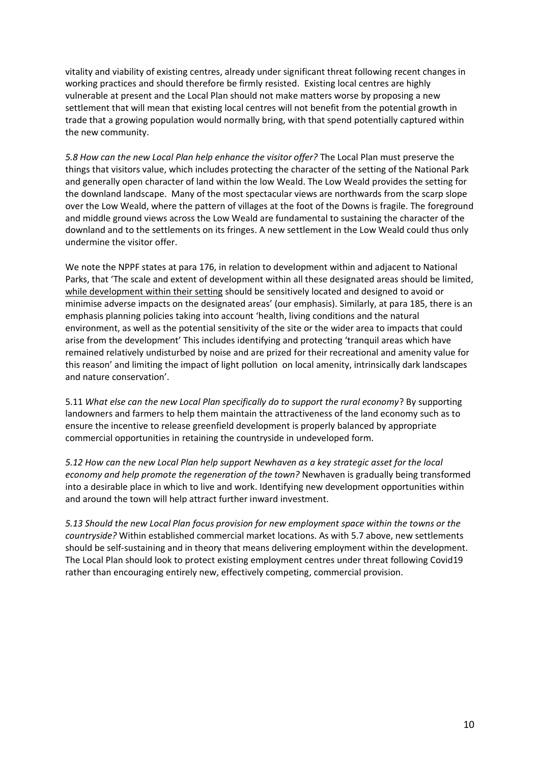vitality and viability of existing centres, already under significant threat following recent changes in working practices and should therefore be firmly resisted. Existing local centres are highly vulnerable at present and the Local Plan should not make matters worse by proposing a new settlement that will mean that existing local centres will not benefit from the potential growth in trade that a growing population would normally bring, with that spend potentially captured within the new community.

*5.8 How can the new Local Plan help enhance the visitor offer?* The Local Plan must preserve the things that visitors value, which includes protecting the character of the setting of the National Park and generally open character of land within the low Weald. The Low Weald provides the setting for the downland landscape. Many of the most spectacular views are northwards from the scarp slope over the Low Weald, where the pattern of villages at the foot of the Downs is fragile. The foreground and middle ground views across the Low Weald are fundamental to sustaining the character of the downland and to the settlements on its fringes. A new settlement in the Low Weald could thus only undermine the visitor offer.

We note the NPPF states at para 176, in relation to development within and adjacent to National Parks, that 'The scale and extent of development within all these designated areas should be limited, <u>while development within their setting</u> should be sensitively located and designed to avoid or minimise adverse impacts on the designated areas' (our emphasis). Similarly, at para 185, there is an emphasis planning policies taking into account 'health, living conditions and the natural environment, as well as the potential sensitivity of the site or the wider area to impacts that could arise from the development' This includes identifying and protecting 'tranquil areas which have remained relatively undisturbed by noise and are prized for their recreational and amenity value for this reason' and limiting the impact of light pollution on local amenity, intrinsically dark landscapes and nature conservation'.

5.11 *What else can the new Local Plan specifically do to support the rural economy*? By supporting landowners and farmers to help them maintain the attractiveness of the land economy such as to ensure the incentive to release greenfield development is properly balanced by appropriate commercial opportunities in retaining the countryside in undeveloped form.

*5.12 How can the new Local Plan help support Newhaven as a key strategic asset for the local economy and help promote the regeneration of the town?* Newhaven is gradually being transformed into a desirable place in which to live and work. Identifying new development opportunities within and around the town will help attract further inward investment.

*5.13 Should the new Local Plan focus provision for new employment space within the towns or the countryside?* Within established commercial market locations. As with 5.7 above, new settlements should be self-sustaining and in theory that means delivering employment within the development. The Local Plan should look to protect existing employment centres under threat following Covid19 rather than encouraging entirely new, effectively competing, commercial provision.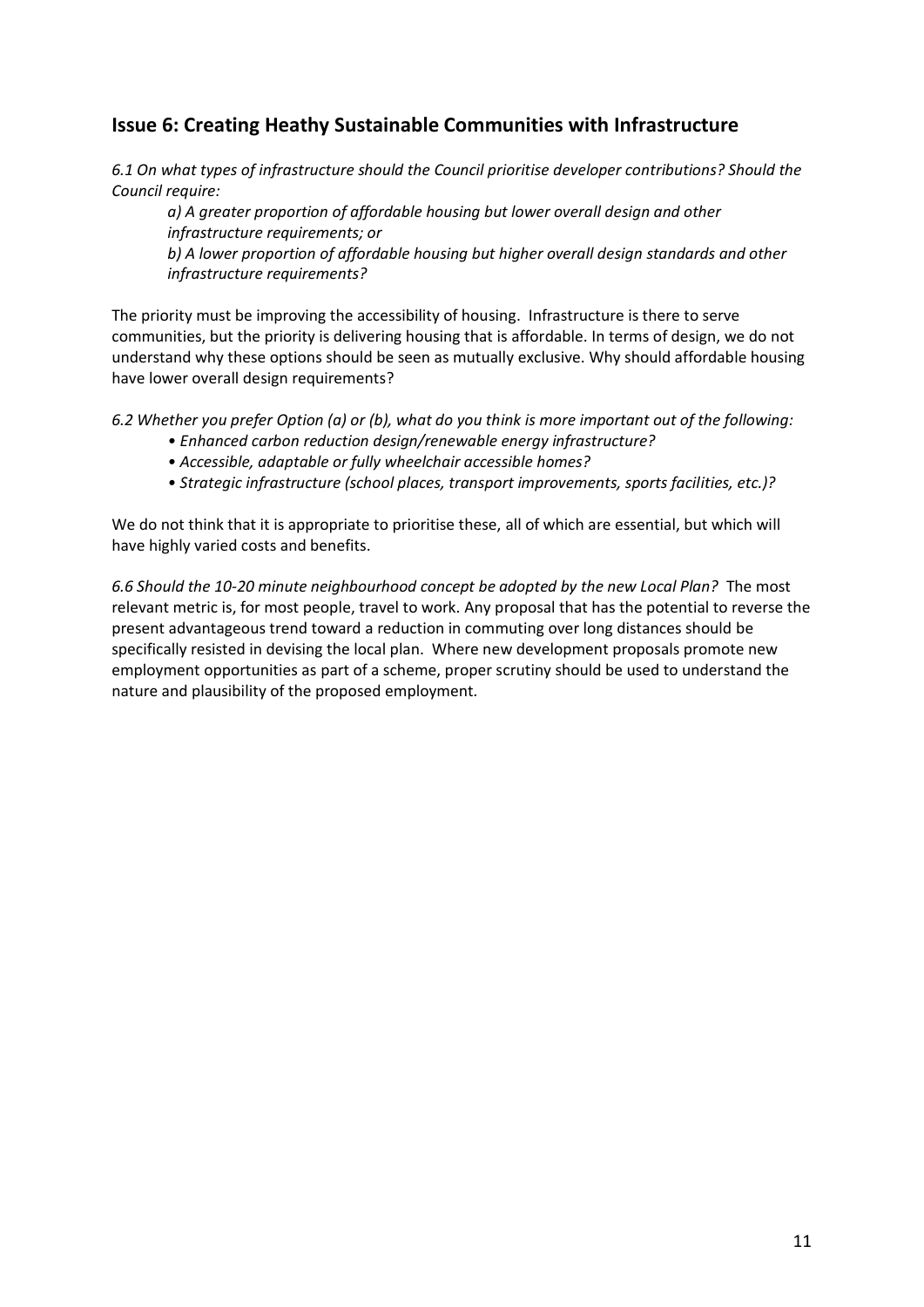## Issue 6: Creating Heathy Sustainable Communities with Infrastructure

*6.1 On what types of infrastructure should the Council prioritise developer contributions? Should the Council require:*

> *a) A greater proportion of affordable housing but lower overall design and other infrastructure requirements; or*
>
> *b) A lower proportion of affordable housing but higher overall design standards and other infrastructure requirements?*

The priority must be improving the accessibility of housing. Infrastructure is there to serve communities, but the priority is delivering housing that is affordable. In terms of design, we do not understand why these options should be seen as mutually exclusive. Why should affordable housing have lower overall design requirements?

*6.2 Whether you prefer Option (a) or (b), what do you think is more important out of the following:*

- *Enhanced carbon reduction design/renewable energy infrastructure?*
- *Accessible, adaptable or fully wheelchair accessible homes?*
- *Strategic infrastructure (school places, transport improvements, sports facilities, etc.)?*

We do not think that it is appropriate to prioritise these, all of which are essential, but which will have highly varied costs and benefits.

*6.6 Should the 10-20 minute neighbourhood concept be adopted by the new Local Plan?* The most relevant metric is, for most people, travel to work. Any proposal that has the potential to reverse the present advantageous trend toward a reduction in commuting over long distances should be specifically resisted in devising the local plan. Where new development proposals promote new employment opportunities as part of a scheme, proper scrutiny should be used to understand the nature and plausibility of the proposed employment.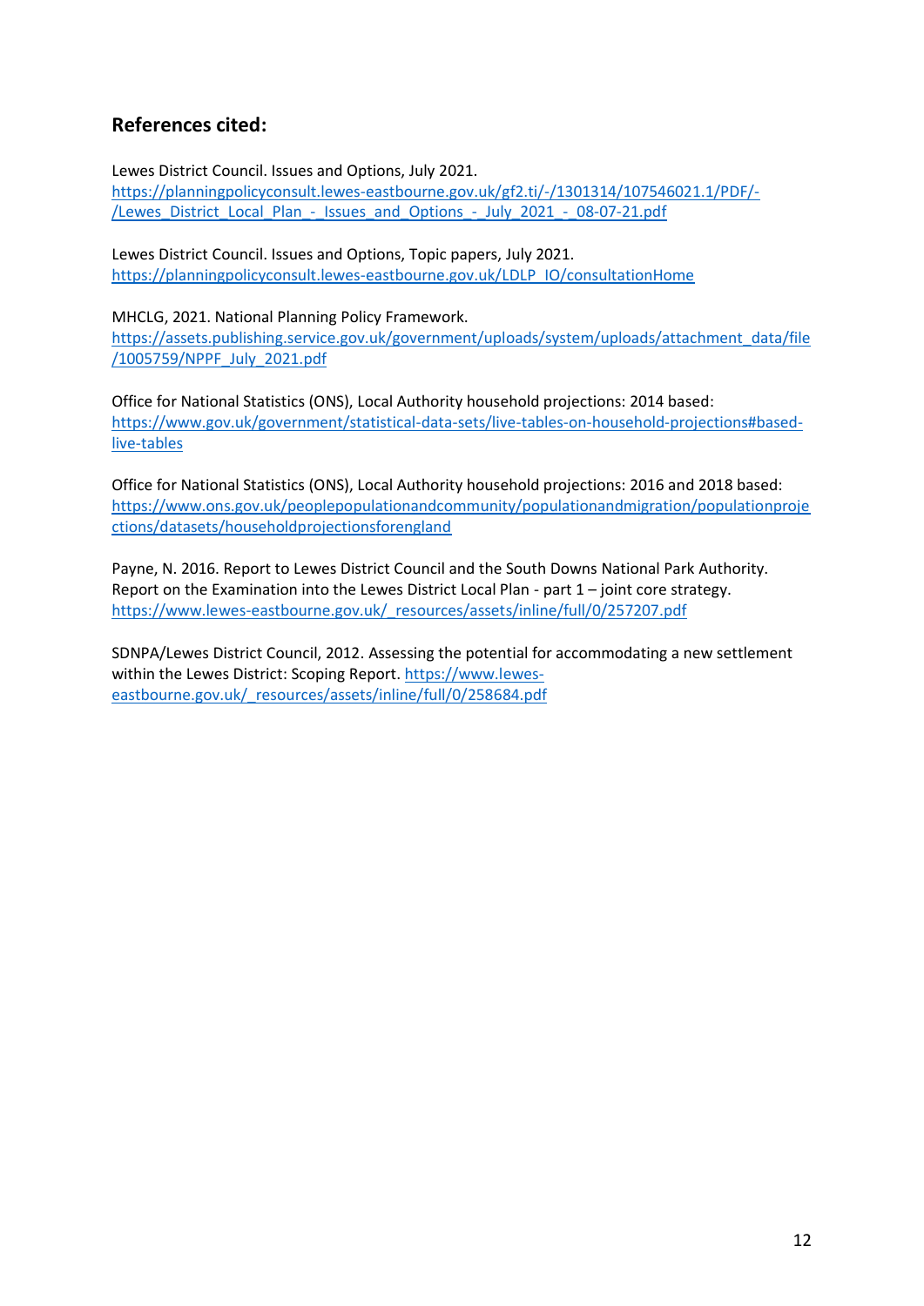## References cited:

Lewes District Council. Issues and Options, July 2021.
https://planningpolicyconsult.lewes-eastbourne.gov.uk/gf2.ti/-/1301314/107546021.1/PDF/-/Lewes_District_Local_Plan_-_Issues_and_Options_-_July_2021_-_08-07-21.pdf

Lewes District Council. Issues and Options, Topic papers, July 2021.
https://planningpolicyconsult.lewes-eastbourne.gov.uk/LDLP_IO/consultationHome

MHCLG, 2021. National Planning Policy Framework.
https://assets.publishing.service.gov.uk/government/uploads/system/uploads/attachment_data/file/1005759/NPPF_July_2021.pdf

Office for National Statistics (ONS), Local Authority household projections: 2014 based:
https://www.gov.uk/government/statistical-data-sets/live-tables-on-household-projections#based-live-tables

Office for National Statistics (ONS), Local Authority household projections: 2016 and 2018 based:
https://www.ons.gov.uk/peoplepopulationandcommunity/populationandmigration/populationprojections/datasets/householdprojectionsforengland

Payne, N. 2016. Report to Lewes District Council and the South Downs National Park Authority. Report on the Examination into the Lewes District Local Plan - part 1 – joint core strategy.
https://www.lewes-eastbourne.gov.uk/_resources/assets/inline/full/0/257207.pdf

SDNPA/Lewes District Council, 2012. Assessing the potential for accommodating a new settlement within the Lewes District: Scoping Report. https://www.lewes-eastbourne.gov.uk/_resources/assets/inline/full/0/258684.pdf